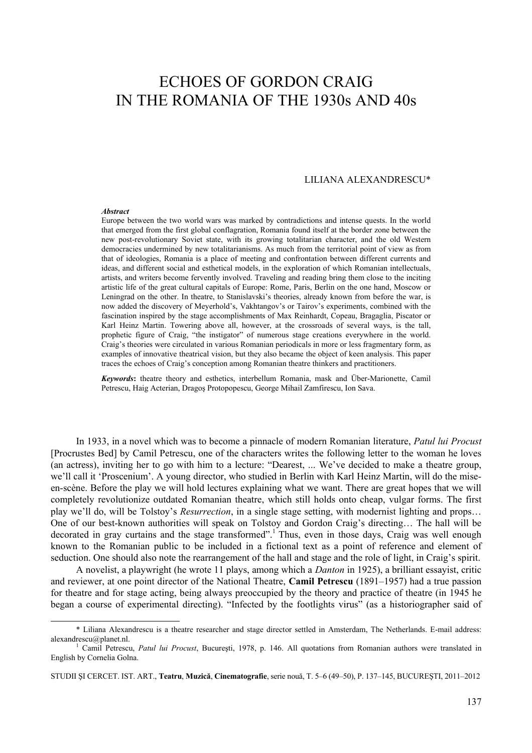# ECHOES OF GORDON CRAIG IN THE ROMANIA OF THE 1930s AND 40s

LILIANA ALEXANDRESCU*

***Abstract***

Europe between the two world wars was marked by contradictions and intense quests. In the world that emerged from the first global conflagration, Romania found itself at the border zone between the new post-revolutionary Soviet state, with its growing totalitarian character, and the old Western democracies undermined by new totalitarianisms. As much from the territorial point of view as from that of ideologies, Romania is a place of meeting and confrontation between different currents and ideas, and different social and esthetical models, in the exploration of which Romanian intellectuals, artists, and writers become fervently involved. Traveling and reading bring them close to the inciting artistic life of the great cultural capitals of Europe: Rome, Paris, Berlin on the one hand, Moscow or Leningrad on the other. In theatre, to Stanislavski's theories, already known from before the war, is now added the discovery of Meyerhold's, Vakhtangov's or Tairov's experiments, combined with the fascination inspired by the stage accomplishments of Max Reinhardt, Copeau, Bragaglia, Piscator or Karl Heinz Martin. Towering above all, however, at the crossroads of several ways, is the tall, prophetic figure of Craig, "the instigator" of numerous stage creations everywhere in the world. Craig's theories were circulated in various Romanian periodicals in more or less fragmentary form, as examples of innovative theatrical vision, but they also became the object of keen analysis. This paper traces the echoes of Craig's conception among Romanian theatre thinkers and practitioners.

***Keywords*****:** theatre theory and esthetics, interbellum Romania, mask and Über-Marionette, Camil Petrescu, Haig Acterian, Dragoş Protopopescu, George Mihail Zamfirescu, Ion Sava.

In 1933, in a novel which was to become a pinnacle of modern Romanian literature, *Patul lui Procust* [Procrustes Bed] by Camil Petrescu, one of the characters writes the following letter to the woman he loves (an actress), inviting her to go with him to a lecture: "Dearest, ... We've decided to make a theatre group, we'll call it 'Proscenium'. A young director, who studied in Berlin with Karl Heinz Martin, will do the mise-en-scène. Before the play we will hold lectures explaining what we want. There are great hopes that we will completely revolutionize outdated Romanian theatre, which still holds onto cheap, vulgar forms. The first play we'll do, will be Tolstoy's *Resurrection*, in a single stage setting, with modernist lighting and props… One of our best-known authorities will speak on Tolstoy and Gordon Craig's directing… The hall will be decorated in gray curtains and the stage transformed".[1] Thus, even in those days, Craig was well enough known to the Romanian public to be included in a fictional text as a point of reference and element of seduction. One should also note the rearrangement of the hall and stage and the role of light, in Craig's spirit.

A novelist, a playwright (he wrote 11 plays, among which a *Danton* in 1925), a brilliant essayist, critic and reviewer, at one point director of the National Theatre, **Camil Petrescu** (1891–1957) had a true passion for theatre and for stage acting, being always preoccupied by the theory and practice of theatre (in 1945 he began a course of experimental directing). "Infected by the footlights virus" (as a historiographer said of

\* Liliana Alexandrescu is a theatre researcher and stage director settled in Amsterdam, The Netherlands. E-mail address: alexandrescu@planet.nl.

[1] Camil Petrescu, *Patul lui Procust*, Bucureşti, 1978, p. 146. All quotations from Romanian authors were translated in English by Cornelia Golna.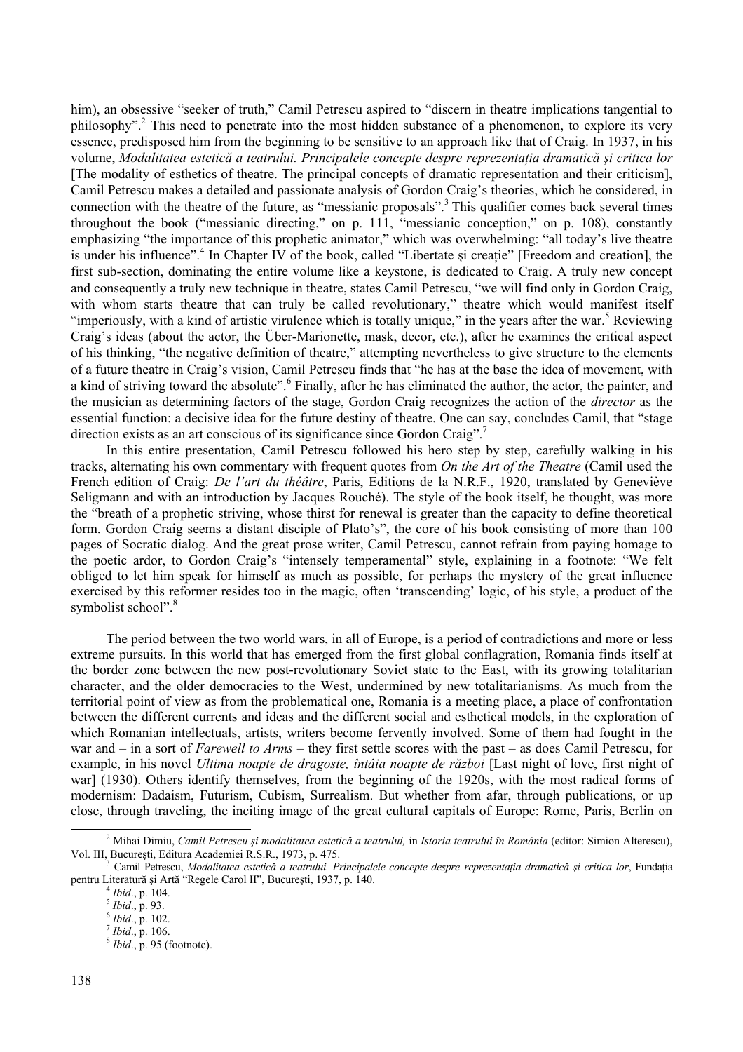him), an obsessive "seeker of truth," Camil Petrescu aspired to "discern in theatre implications tangential to philosophy".[2] This need to penetrate into the most hidden substance of a phenomenon, to explore its very essence, predisposed him from the beginning to be sensitive to an approach like that of Craig. In 1937, in his volume, *Modalitatea estetică a teatrului. Principalele concepte despre reprezentația dramatică și critica lor* [The modality of esthetics of theatre. The principal concepts of dramatic representation and their criticism], Camil Petrescu makes a detailed and passionate analysis of Gordon Craig's theories, which he considered, in connection with the theatre of the future, as "messianic proposals".[3] This qualifier comes back several times throughout the book ("messianic directing," on p. 111, "messianic conception," on p. 108), constantly emphasizing "the importance of this prophetic animator," which was overwhelming: "all today's live theatre is under his influence".[4] In Chapter IV of the book, called "Libertate și creație" [Freedom and creation], the first sub-section, dominating the entire volume like a keystone, is dedicated to Craig. A truly new concept and consequently a truly new technique in theatre, states Camil Petrescu, "we will find only in Gordon Craig, with whom starts theatre that can truly be called revolutionary," theatre which would manifest itself "imperiously, with a kind of artistic virulence which is totally unique," in the years after the war.[5] Reviewing Craig's ideas (about the actor, the Über-Marionette, mask, decor, etc.), after he examines the critical aspect of his thinking, "the negative definition of theatre," attempting nevertheless to give structure to the elements of a future theatre in Craig's vision, Camil Petrescu finds that "he has at the base the idea of movement, with a kind of striving toward the absolute".[6] Finally, after he has eliminated the author, the actor, the painter, and the musician as determining factors of the stage, Gordon Craig recognizes the action of the *director* as the essential function: a decisive idea for the future destiny of theatre. One can say, concludes Camil, that "stage direction exists as an art conscious of its significance since Gordon Craig".[7]

In this entire presentation, Camil Petrescu followed his hero step by step, carefully walking in his tracks, alternating his own commentary with frequent quotes from *On the Art of the Theatre* (Camil used the French edition of Craig: *De l'art du théâtre*, Paris, Editions de la N.R.F., 1920, translated by Geneviève Seligmann and with an introduction by Jacques Rouché). The style of the book itself, he thought, was more the "breath of a prophetic striving, whose thirst for renewal is greater than the capacity to define theoretical form. Gordon Craig seems a distant disciple of Plato's", the core of his book consisting of more than 100 pages of Socratic dialog. And the great prose writer, Camil Petrescu, cannot refrain from paying homage to the poetic ardor, to Gordon Craig's "intensely temperamental" style, explaining in a footnote: "We felt obliged to let him speak for himself as much as possible, for perhaps the mystery of the great influence exercised by this reformer resides too in the magic, often 'transcending' logic, of his style, a product of the symbolist school".[8]

The period between the two world wars, in all of Europe, is a period of contradictions and more or less extreme pursuits. In this world that has emerged from the first global conflagration, Romania finds itself at the border zone between the new post-revolutionary Soviet state to the East, with its growing totalitarian character, and the older democracies to the West, undermined by new totalitarianisms. As much from the territorial point of view as from the problematical one, Romania is a meeting place, a place of confrontation between the different currents and ideas and the different social and esthetical models, in the exploration of which Romanian intellectuals, artists, writers become fervently involved. Some of them had fought in the war and – in a sort of *Farewell to Arms* – they first settle scores with the past – as does Camil Petrescu, for example, in his novel *Ultima noapte de dragoste, întâia noapte de război* [Last night of love, first night of war] (1930). Others identify themselves, from the beginning of the 1920s, with the most radical forms of modernism: Dadaism, Futurism, Cubism, Surrealism. But whether from afar, through publications, or up close, through traveling, the inciting image of the great cultural capitals of Europe: Rome, Paris, Berlin on

---

[2] Mihai Dimiu, *Camil Petrescu și modalitatea estetică a teatrului,* in *Istoria teatrului în România* (editor: Simion Alterescu), Vol. III, București, Editura Academiei R.S.R., 1973, p. 475.

[3] Camil Petrescu, *Modalitatea estetică a teatrului. Principalele concepte despre reprezentația dramatică și critica lor*, Fundația pentru Literatură și Artă "Regele Carol II", București, 1937, p. 140.

[4] *Ibid*., p. 104.

[5] *Ibid*., p. 93.

[6] *Ibid*., p. 102.

[7] *Ibid*., p. 106.

[8] *Ibid*., p. 95 (footnote).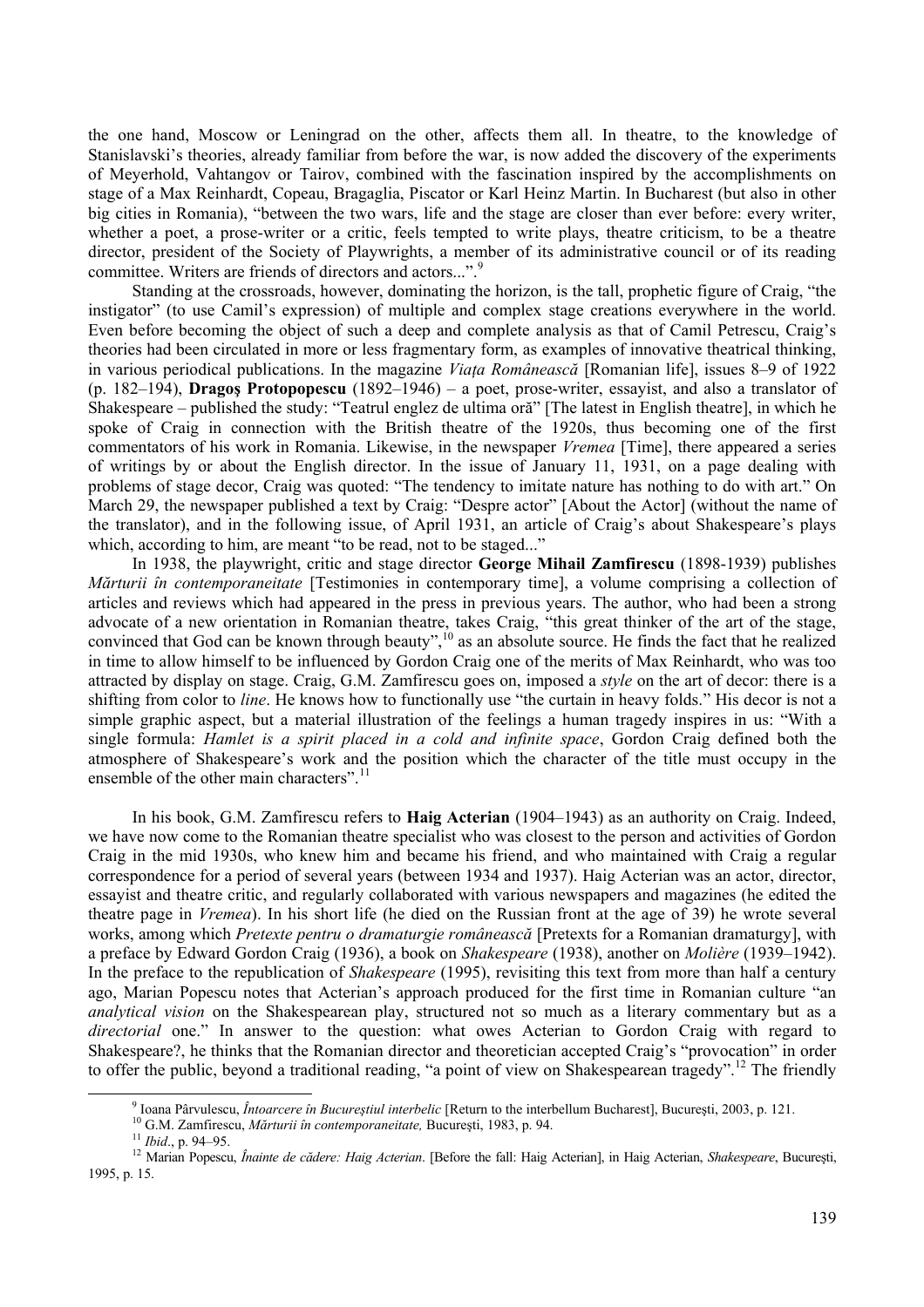the one hand, Moscow or Leningrad on the other, affects them all. In theatre, to the knowledge of Stanislavski's theories, already familiar from before the war, is now added the discovery of the experiments of Meyerhold, Vahtangov or Tairov, combined with the fascination inspired by the accomplishments on stage of a Max Reinhardt, Copeau, Bragaglia, Piscator or Karl Heinz Martin. In Bucharest (but also in other big cities in Romania), "between the two wars, life and the stage are closer than ever before: every writer, whether a poet, a prose-writer or a critic, feels tempted to write plays, theatre criticism, to be a theatre director, president of the Society of Playwrights, a member of its administrative council or of its reading committee. Writers are friends of directors and actors...".[9]

Standing at the crossroads, however, dominating the horizon, is the tall, prophetic figure of Craig, "the instigator" (to use Camil's expression) of multiple and complex stage creations everywhere in the world. Even before becoming the object of such a deep and complete analysis as that of Camil Petrescu, Craig's theories had been circulated in more or less fragmentary form, as examples of innovative theatrical thinking, in various periodical publications. In the magazine *Viața Românească* [Romanian life], issues 8–9 of 1922 (p. 182–194), **Dragoş Protopopescu** (1892–1946) – a poet, prose-writer, essayist, and also a translator of Shakespeare – published the study: "Teatrul englez de ultima oră" [The latest in English theatre], in which he spoke of Craig in connection with the British theatre of the 1920s, thus becoming one of the first commentators of his work in Romania. Likewise, in the newspaper *Vremea* [Time], there appeared a series of writings by or about the English director. In the issue of January 11, 1931, on a page dealing with problems of stage decor, Craig was quoted: "The tendency to imitate nature has nothing to do with art." On March 29, the newspaper published a text by Craig: "Despre actor" [About the Actor] (without the name of the translator), and in the following issue, of April 1931, an article of Craig's about Shakespeare's plays which, according to him, are meant "to be read, not to be staged..."

In 1938, the playwright, critic and stage director **George Mihail Zamfirescu** (1898-1939) publishes *Mărturii în contemporaneitate* [Testimonies in contemporary time], a volume comprising a collection of articles and reviews which had appeared in the press in previous years. The author, who had been a strong advocate of a new orientation in Romanian theatre, takes Craig, "this great thinker of the art of the stage, convinced that God can be known through beauty",[10] as an absolute source. He finds the fact that he realized in time to allow himself to be influenced by Gordon Craig one of the merits of Max Reinhardt, who was too attracted by display on stage. Craig, G.M. Zamfirescu goes on, imposed a *style* on the art of decor: there is a shifting from color to *line*. He knows how to functionally use "the curtain in heavy folds." His decor is not a simple graphic aspect, but a material illustration of the feelings a human tragedy inspires in us: "With a single formula: *Hamlet is a spirit placed in a cold and infinite space*, Gordon Craig defined both the atmosphere of Shakespeare's work and the position which the character of the title must occupy in the ensemble of the other main characters".[11]

In his book, G.M. Zamfirescu refers to **Haig Acterian** (1904–1943) as an authority on Craig. Indeed, we have now come to the Romanian theatre specialist who was closest to the person and activities of Gordon Craig in the mid 1930s, who knew him and became his friend, and who maintained with Craig a regular correspondence for a period of several years (between 1934 and 1937). Haig Acterian was an actor, director, essayist and theatre critic, and regularly collaborated with various newspapers and magazines (he edited the theatre page in *Vremea*). In his short life (he died on the Russian front at the age of 39) he wrote several works, among which *Pretexte pentru o dramaturgie românească* [Pretexts for a Romanian dramaturgy], with a preface by Edward Gordon Craig (1936), a book on *Shakespeare* (1938), another on *Molière* (1939–1942). In the preface to the republication of *Shakespeare* (1995), revisiting this text from more than half a century ago, Marian Popescu notes that Acterian's approach produced for the first time in Romanian culture "an *analytical vision* on the Shakespearean play, structured not so much as a literary commentary but as a *directorial* one." In answer to the question: what owes Acterian to Gordon Craig with regard to Shakespeare?, he thinks that the Romanian director and theoretician accepted Craig's "provocation" in order to offer the public, beyond a traditional reading, "a point of view on Shakespearean tragedy".[12] The friendly

---

[9] Ioana Pârvulescu, *Întoarcere în Bucureştiul interbelic* [Return to the interbellum Bucharest], Bucureşti, 2003, p. 121.

[10] G.M. Zamfirescu, *Mărturii în contemporaneitate,* Bucureşti, 1983, p. 94.

[11] *Ibid*., p. 94–95.

[12] Marian Popescu, *Înainte de cădere: Haig Acterian*. [Before the fall: Haig Acterian], in Haig Acterian, *Shakespeare*, Bucureşti, 1995, p. 15.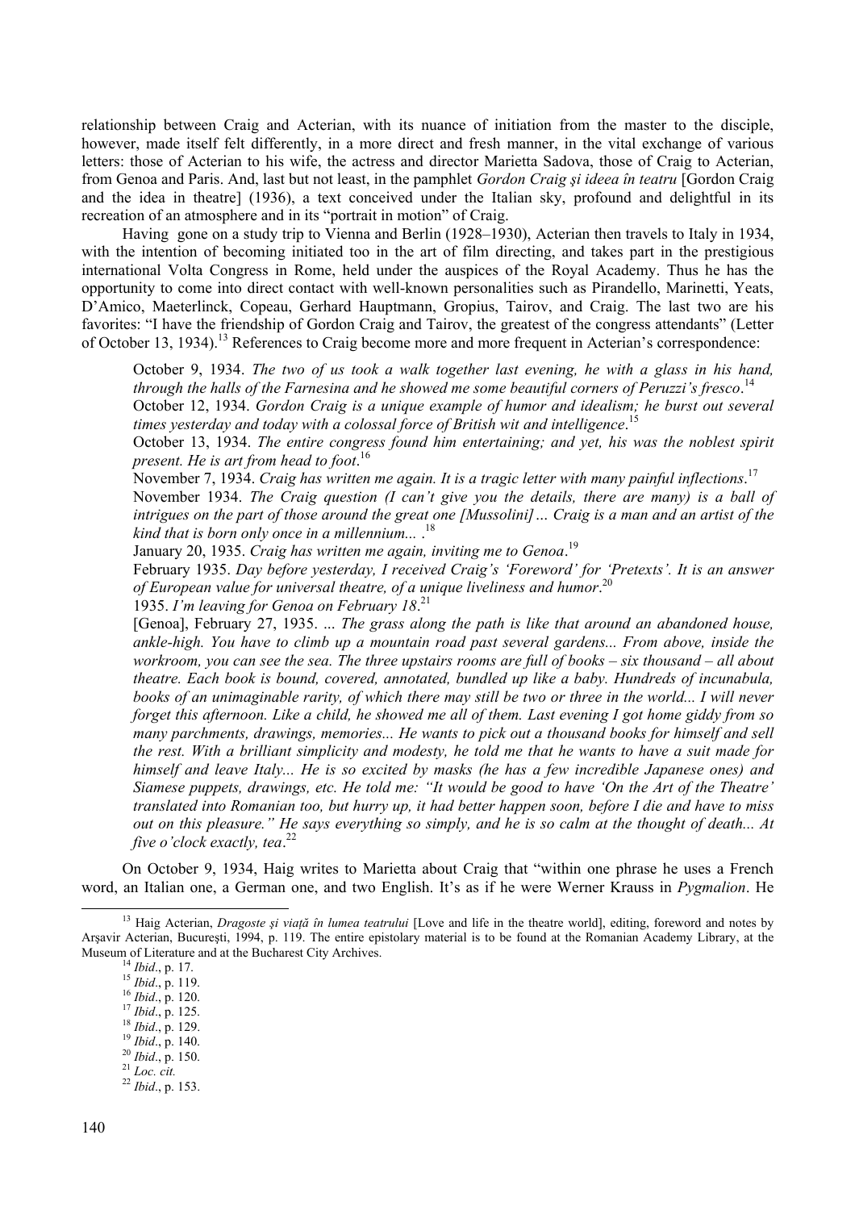relationship between Craig and Acterian, with its nuance of initiation from the master to the disciple, however, made itself felt differently, in a more direct and fresh manner, in the vital exchange of various letters: those of Acterian to his wife, the actress and director Marietta Sadova, those of Craig to Acterian, from Genoa and Paris. And, last but not least, in the pamphlet *Gordon Craig şi ideea în teatru* [Gordon Craig and the idea in theatre] (1936), a text conceived under the Italian sky, profound and delightful in its recreation of an atmosphere and in its "portrait in motion" of Craig.

Having gone on a study trip to Vienna and Berlin (1928–1930), Acterian then travels to Italy in 1934, with the intention of becoming initiated too in the art of film directing, and takes part in the prestigious international Volta Congress in Rome, held under the auspices of the Royal Academy. Thus he has the opportunity to come into direct contact with well-known personalities such as Pirandello, Marinetti, Yeats, D'Amico, Maeterlinck, Copeau, Gerhard Hauptmann, Gropius, Tairov, and Craig. The last two are his favorites: "I have the friendship of Gordon Craig and Tairov, the greatest of the congress attendants" (Letter of October 13, 1934).[13] References to Craig become more and more frequent in Acterian's correspondence:

> October 9, 1934. *The two of us took a walk together last evening, he with a glass in his hand, through the halls of the Farnesina and he showed me some beautiful corners of Peruzzi's fresco*.[14]
> October 12, 1934. *Gordon Craig is a unique example of humor and idealism; he burst out several times yesterday and today with a colossal force of British wit and intelligence*.[15]
> October 13, 1934. *The entire congress found him entertaining; and yet, his was the noblest spirit present. He is art from head to foot*.[16]
> November 7, 1934. *Craig has written me again. It is a tragic letter with many painful inflections*.[17]
> November 1934. *The Craig question (I can't give you the details, there are many) is a ball of intrigues on the part of those around the great one [Mussolini] ... Craig is a man and an artist of the kind that is born only once in a millennium...* .[18]
> January 20, 1935. *Craig has written me again, inviting me to Genoa*.[19]
> February 1935. *Day before yesterday, I received Craig's 'Foreword' for 'Pretexts'. It is an answer of European value for universal theatre, of a unique liveliness and humor*.[20]
> 1935. *I'm leaving for Genoa on February 18*.[21]
> [Genoa], February 27, 1935. ... *The grass along the path is like that around an abandoned house, ankle-high. You have to climb up a mountain road past several gardens... From above, inside the workroom, you can see the sea. The three upstairs rooms are full of books – six thousand – all about theatre. Each book is bound, covered, annotated, bundled up like a baby. Hundreds of incunabula, books of an unimaginable rarity, of which there may still be two or three in the world... I will never forget this afternoon. Like a child, he showed me all of them. Last evening I got home giddy from so many parchments, drawings, memories... He wants to pick out a thousand books for himself and sell the rest. With a brilliant simplicity and modesty, he told me that he wants to have a suit made for himself and leave Italy... He is so excited by masks (he has a few incredible Japanese ones) and Siamese puppets, drawings, etc. He told me: "It would be good to have 'On the Art of the Theatre' translated into Romanian too, but hurry up, it had better happen soon, before I die and have to miss out on this pleasure." He says everything so simply, and he is so calm at the thought of death... At five o'clock exactly, tea*.[22]

On October 9, 1934, Haig writes to Marietta about Craig that "within one phrase he uses a French word, an Italian one, a German one, and two English. It's as if he were Werner Krauss in *Pygmalion*. He

[13] Haig Acterian, *Dragoste şi viaţă în lumea teatrului* [Love and life in the theatre world], editing, foreword and notes by Arşavir Acterian, Bucureşti, 1994, p. 119. The entire epistolary material is to be found at the Romanian Academy Library, at the Museum of Literature and at the Bucharest City Archives.
[14] *Ibid*., p. 17.
[15] *Ibid*., p. 119.
[16] *Ibid*., p. 120.
[17] *Ibid*., p. 125.
[18] *Ibid*., p. 129.
[19] *Ibid*., p. 140.
[20] *Ibid*., p. 150.
[21] *Loc. cit.*
[22] *Ibid*., p. 153.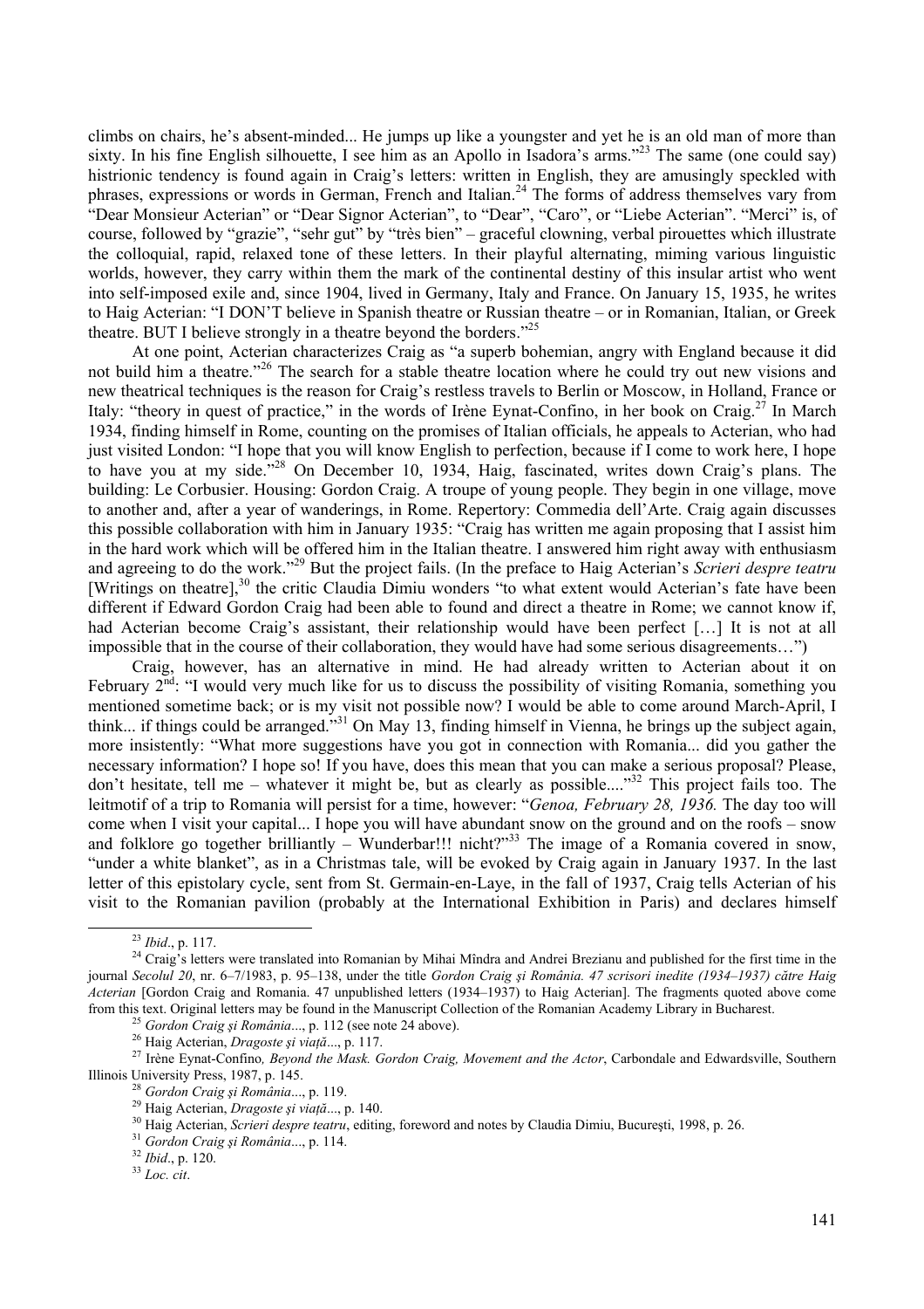climbs on chairs, he's absent-minded... He jumps up like a youngster and yet he is an old man of more than sixty. In his fine English silhouette, I see him as an Apollo in Isadora's arms."[23] The same (one could say) histrionic tendency is found again in Craig's letters: written in English, they are amusingly speckled with phrases, expressions or words in German, French and Italian.[24] The forms of address themselves vary from "Dear Monsieur Acterian" or "Dear Signor Acterian", to "Dear", "Caro", or "Liebe Acterian". "Merci" is, of course, followed by "grazie", "sehr gut" by "très bien" – graceful clowning, verbal pirouettes which illustrate the colloquial, rapid, relaxed tone of these letters. In their playful alternating, miming various linguistic worlds, however, they carry within them the mark of the continental destiny of this insular artist who went into self-imposed exile and, since 1904, lived in Germany, Italy and France. On January 15, 1935, he writes to Haig Acterian: "I DON'T believe in Spanish theatre or Russian theatre – or in Romanian, Italian, or Greek theatre. BUT I believe strongly in a theatre beyond the borders."[25]

At one point, Acterian characterizes Craig as "a superb bohemian, angry with England because it did not build him a theatre."[26] The search for a stable theatre location where he could try out new visions and new theatrical techniques is the reason for Craig's restless travels to Berlin or Moscow, in Holland, France or Italy: "theory in quest of practice," in the words of Irène Eynat-Confino, in her book on Craig.[27] In March 1934, finding himself in Rome, counting on the promises of Italian officials, he appeals to Acterian, who had just visited London: "I hope that you will know English to perfection, because if I come to work here, I hope to have you at my side."[28] On December 10, 1934, Haig, fascinated, writes down Craig's plans. The building: Le Corbusier. Housing: Gordon Craig. A troupe of young people. They begin in one village, move to another and, after a year of wanderings, in Rome. Repertory: Commedia dell'Arte. Craig again discusses this possible collaboration with him in January 1935: "Craig has written me again proposing that I assist him in the hard work which will be offered him in the Italian theatre. I answered him right away with enthusiasm and agreeing to do the work."[29] But the project fails. (In the preface to Haig Acterian's *Scrieri despre teatru* [Writings on theatre],[30] the critic Claudia Dimiu wonders "to what extent would Acterian's fate have been different if Edward Gordon Craig had been able to found and direct a theatre in Rome; we cannot know if, had Acterian become Craig's assistant, their relationship would have been perfect […] It is not at all impossible that in the course of their collaboration, they would have had some serious disagreements…")

Craig, however, has an alternative in mind. He had already written to Acterian about it on February 2nd: "I would very much like for us to discuss the possibility of visiting Romania, something you mentioned sometime back; or is my visit not possible now? I would be able to come around March-April, I think... if things could be arranged."[31] On May 13, finding himself in Vienna, he brings up the subject again, more insistently: "What more suggestions have you got in connection with Romania... did you gather the necessary information? I hope so! If you have, does this mean that you can make a serious proposal? Please, don't hesitate, tell me – whatever it might be, but as clearly as possible...."[32] This project fails too. The leitmotif of a trip to Romania will persist for a time, however: "*Genoa, February 28, 1936.* The day too will come when I visit your capital... I hope you will have abundant snow on the ground and on the roofs – snow and folklore go together brilliantly – Wunderbar!!! nicht?"[33] The image of a Romania covered in snow, "under a white blanket", as in a Christmas tale, will be evoked by Craig again in January 1937. In the last letter of this epistolary cycle, sent from St. Germain-en-Laye, in the fall of 1937, Craig tells Acterian of his visit to the Romanian pavilion (probably at the International Exhibition in Paris) and declares himself

---

[23] *Ibid*., p. 117.

[24] Craig's letters were translated into Romanian by Mihai Mîndra and Andrei Brezianu and published for the first time in the journal *Secolul 20*, nr. 6–7/1983, p. 95–138, under the title *Gordon Craig şi România. 47 scrisori inedite (1934–1937) către Haig Acterian* [Gordon Craig and Romania. 47 unpublished letters (1934–1937) to Haig Acterian]. The fragments quoted above come from this text. Original letters may be found in the Manuscript Collection of the Romanian Academy Library in Bucharest.

[25] *Gordon Craig şi România*..., p. 112 (see note 24 above).

[26] Haig Acterian, *Dragoste şi viaţă*..., p. 117.

[27] Irène Eynat-Confino*, Beyond the Mask. Gordon Craig, Movement and the Actor*, Carbondale and Edwardsville, Southern Illinois University Press, 1987, p. 145.

[28] *Gordon Craig şi România*..., p. 119.

[29] Haig Acterian, *Dragoste şi viaţă*..., p. 140.

[30] Haig Acterian, *Scrieri despre teatru*, editing, foreword and notes by Claudia Dimiu, Bucureşti, 1998, p. 26.

[31] *Gordon Craig şi România*..., p. 114.

[32] *Ibid*., p. 120.

[33] *Loc. cit*.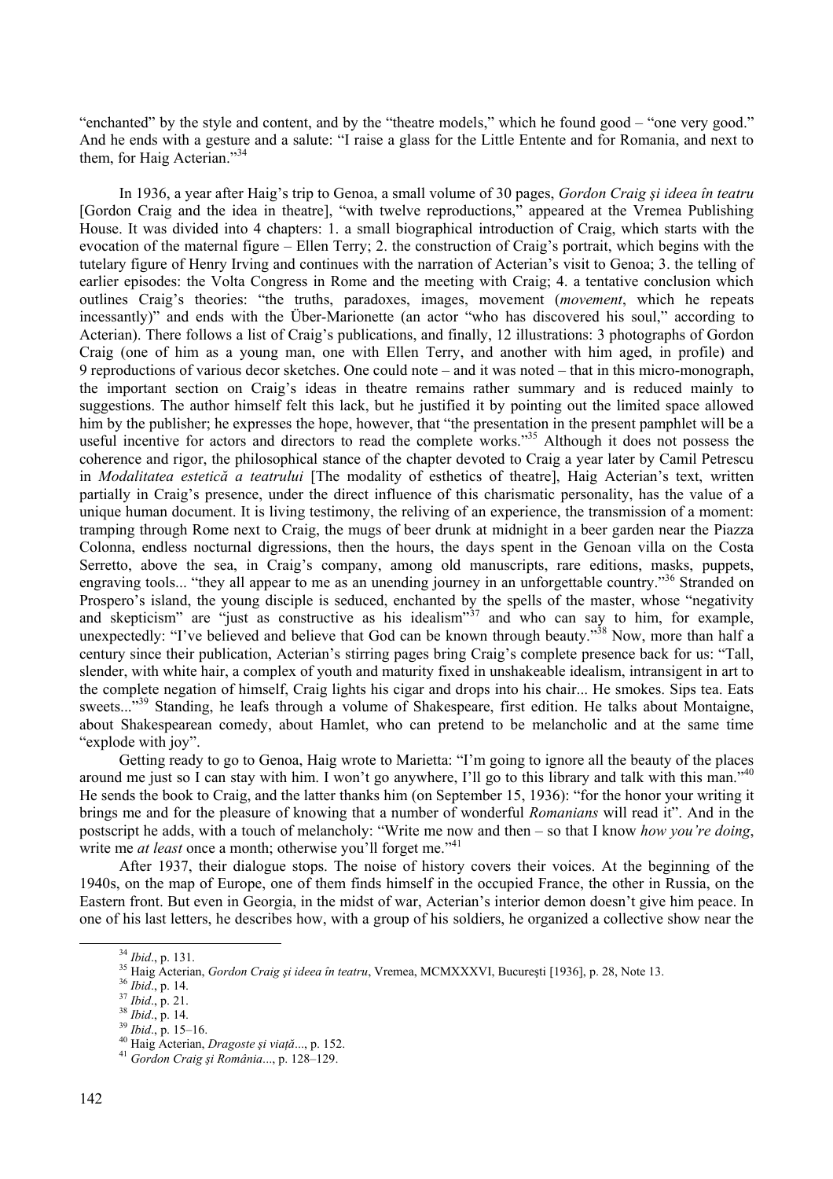"enchanted" by the style and content, and by the "theatre models," which he found good – "one very good." And he ends with a gesture and a salute: "I raise a glass for the Little Entente and for Romania, and next to them, for Haig Acterian."[34]

In 1936, a year after Haig's trip to Genoa, a small volume of 30 pages, *Gordon Craig şi ideea în teatru* [Gordon Craig and the idea in theatre], "with twelve reproductions," appeared at the Vremea Publishing House. It was divided into 4 chapters: 1. a small biographical introduction of Craig, which starts with the evocation of the maternal figure – Ellen Terry; 2. the construction of Craig's portrait, which begins with the tutelary figure of Henry Irving and continues with the narration of Acterian's visit to Genoa; 3. the telling of earlier episodes: the Volta Congress in Rome and the meeting with Craig; 4. a tentative conclusion which outlines Craig's theories: "the truths, paradoxes, images, movement (*movement*, which he repeats incessantly)" and ends with the Über-Marionette (an actor "who has discovered his soul," according to Acterian). There follows a list of Craig's publications, and finally, 12 illustrations: 3 photographs of Gordon Craig (one of him as a young man, one with Ellen Terry, and another with him aged, in profile) and 9 reproductions of various decor sketches. One could note – and it was noted – that in this micro-monograph, the important section on Craig's ideas in theatre remains rather summary and is reduced mainly to suggestions. The author himself felt this lack, but he justified it by pointing out the limited space allowed him by the publisher; he expresses the hope, however, that "the presentation in the present pamphlet will be a useful incentive for actors and directors to read the complete works."[35] Although it does not possess the coherence and rigor, the philosophical stance of the chapter devoted to Craig a year later by Camil Petrescu in *Modalitatea estetică a teatrului* [The modality of esthetics of theatre], Haig Acterian's text, written partially in Craig's presence, under the direct influence of this charismatic personality, has the value of a unique human document. It is living testimony, the reliving of an experience, the transmission of a moment: tramping through Rome next to Craig, the mugs of beer drunk at midnight in a beer garden near the Piazza Colonna, endless nocturnal digressions, then the hours, the days spent in the Genoan villa on the Costa Serretto, above the sea, in Craig's company, among old manuscripts, rare editions, masks, puppets, engraving tools... "they all appear to me as an unending journey in an unforgettable country."[36] Stranded on Prospero's island, the young disciple is seduced, enchanted by the spells of the master, whose "negativity and skepticism" are "just as constructive as his idealism"[37] and who can say to him, for example, unexpectedly: "I've believed and believe that God can be known through beauty."[38] Now, more than half a century since their publication, Acterian's stirring pages bring Craig's complete presence back for us: "Tall, slender, with white hair, a complex of youth and maturity fixed in unshakeable idealism, intransigent in art to the complete negation of himself, Craig lights his cigar and drops into his chair... He smokes. Sips tea. Eats sweets..."[39] Standing, he leafs through a volume of Shakespeare, first edition. He talks about Montaigne, about Shakespearean comedy, about Hamlet, who can pretend to be melancholic and at the same time "explode with joy".

Getting ready to go to Genoa, Haig wrote to Marietta: "I'm going to ignore all the beauty of the places around me just so I can stay with him. I won't go anywhere, I'll go to this library and talk with this man."[40] He sends the book to Craig, and the latter thanks him (on September 15, 1936): "for the honor your writing it brings me and for the pleasure of knowing that a number of wonderful *Romanians* will read it". And in the postscript he adds, with a touch of melancholy: "Write me now and then – so that I know *how you're doing*, write me *at least* once a month; otherwise you'll forget me."[41]

After 1937, their dialogue stops. The noise of history covers their voices. At the beginning of the 1940s, on the map of Europe, one of them finds himself in the occupied France, the other in Russia, on the Eastern front. But even in Georgia, in the midst of war, Acterian's interior demon doesn't give him peace. In one of his last letters, he describes how, with a group of his soldiers, he organized a collective show near the

---

[34] *Ibid*., p. 131.

[35] Haig Acterian, *Gordon Craig şi ideea în teatru*, Vremea, MCMXXXVI, Bucureşti [1936], p. 28, Note 13.

[36] *Ibid*., p. 14.

[37] *Ibid*., p. 21.

[38] *Ibid*., p. 14.

[39] *Ibid*., p. 15–16.

[40] Haig Acterian, *Dragoste şi viaţă*..., p. 152.

[41] *Gordon Craig şi România*..., p. 128–129.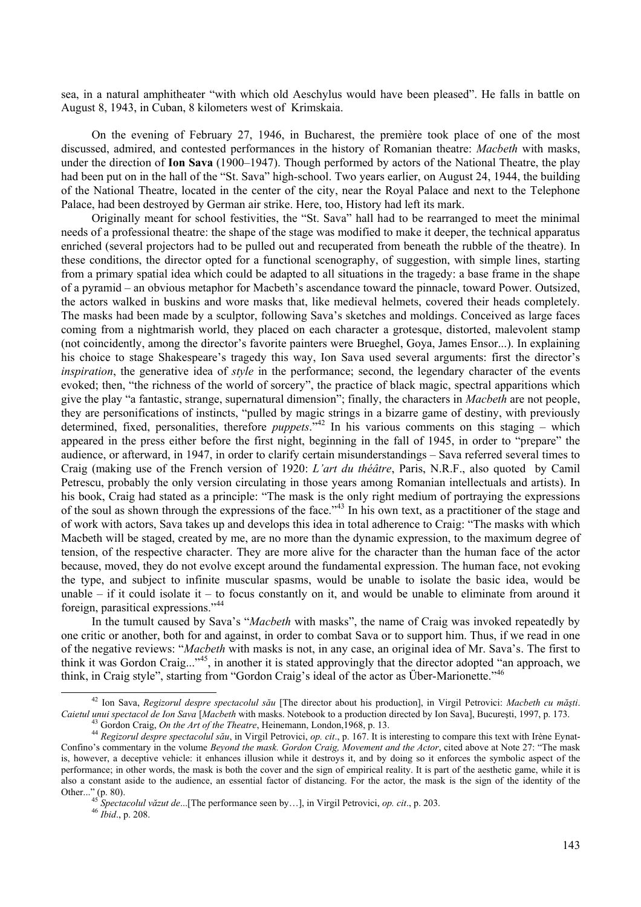sea, in a natural amphitheater "with which old Aeschylus would have been pleased". He falls in battle on August 8, 1943, in Cuban, 8 kilometers west of Krimskaia.

On the evening of February 27, 1946, in Bucharest, the première took place of one of the most discussed, admired, and contested performances in the history of Romanian theatre: *Macbeth* with masks, under the direction of **Ion Sava** (1900–1947). Though performed by actors of the National Theatre, the play had been put on in the hall of the "St. Sava" high-school. Two years earlier, on August 24, 1944, the building of the National Theatre, located in the center of the city, near the Royal Palace and next to the Telephone Palace, had been destroyed by German air strike. Here, too, History had left its mark.

Originally meant for school festivities, the "St. Sava" hall had to be rearranged to meet the minimal needs of a professional theatre: the shape of the stage was modified to make it deeper, the technical apparatus enriched (several projectors had to be pulled out and recuperated from beneath the rubble of the theatre). In these conditions, the director opted for a functional scenography, of suggestion, with simple lines, starting from a primary spatial idea which could be adapted to all situations in the tragedy: a base frame in the shape of a pyramid – an obvious metaphor for Macbeth's ascendance toward the pinnacle, toward Power. Outsized, the actors walked in buskins and wore masks that, like medieval helmets, covered their heads completely. The masks had been made by a sculptor, following Sava's sketches and moldings. Conceived as large faces coming from a nightmarish world, they placed on each character a grotesque, distorted, malevolent stamp (not coincidently, among the director's favorite painters were Brueghel, Goya, James Ensor...). In explaining his choice to stage Shakespeare's tragedy this way, Ion Sava used several arguments: first the director's *inspiration*, the generative idea of *style* in the performance; second, the legendary character of the events evoked; then, "the richness of the world of sorcery", the practice of black magic, spectral apparitions which give the play "a fantastic, strange, supernatural dimension"; finally, the characters in *Macbeth* are not people, they are personifications of instincts, "pulled by magic strings in a bizarre game of destiny, with previously determined, fixed, personalities, therefore *puppets*."[42] In his various comments on this staging – which appeared in the press either before the first night, beginning in the fall of 1945, in order to "prepare" the audience, or afterward, in 1947, in order to clarify certain misunderstandings – Sava referred several times to Craig (making use of the French version of 1920: *L'art du théâtre*, Paris, N.R.F., also quoted by Camil Petrescu, probably the only version circulating in those years among Romanian intellectuals and artists). In his book, Craig had stated as a principle: "The mask is the only right medium of portraying the expressions of the soul as shown through the expressions of the face."[43] In his own text, as a practitioner of the stage and of work with actors, Sava takes up and develops this idea in total adherence to Craig: "The masks with which Macbeth will be staged, created by me, are no more than the dynamic expression, to the maximum degree of tension, of the respective character. They are more alive for the character than the human face of the actor because, moved, they do not evolve except around the fundamental expression. The human face, not evoking the type, and subject to infinite muscular spasms, would be unable to isolate the basic idea, would be unable – if it could isolate it – to focus constantly on it, and would be unable to eliminate from around it foreign, parasitical expressions."[44]

In the tumult caused by Sava's "*Macbeth* with masks", the name of Craig was invoked repeatedly by one critic or another, both for and against, in order to combat Sava or to support him. Thus, if we read in one of the negative reviews: "*Macbeth* with masks is not, in any case, an original idea of Mr. Sava's. The first to think it was Gordon Craig..."[45], in another it is stated approvingly that the director adopted "an approach, we think, in Craig style", starting from "Gordon Craig's ideal of the actor as Über-Marionette."[46]

---

[42] Ion Sava, *Regizorul despre spectacolul său* [The director about his production], in Virgil Petrovici: *Macbeth cu măşti*. *Caietul unui spectacol de Ion Sava* [*Macbeth* with masks. Notebook to a production directed by Ion Sava], Bucureşti, 1997, p. 173.

[43] Gordon Craig, *On the Art of the Theatre*, Heinemann, London,1968, p. 13.

[44] *Regizorul despre spectacolul său*, in Virgil Petrovici, *op. cit*., p. 167. It is interesting to compare this text with Irène Eynat-Confino's commentary in the volume *Beyond the mask. Gordon Craig, Movement and the Actor*, cited above at Note 27: "The mask is, however, a deceptive vehicle: it enhances illusion while it destroys it, and by doing so it enforces the symbolic aspect of the performance; in other words, the mask is both the cover and the sign of empirical reality. It is part of the aesthetic game, while it is also a constant aside to the audience, an essential factor of distancing. For the actor, the mask is the sign of the identity of the Other..." (p. 80).

[45] *Spectacolul văzut de*...[The performance seen by…], in Virgil Petrovici, *op. cit*., p. 203.

[46] *Ibid*., p. 208.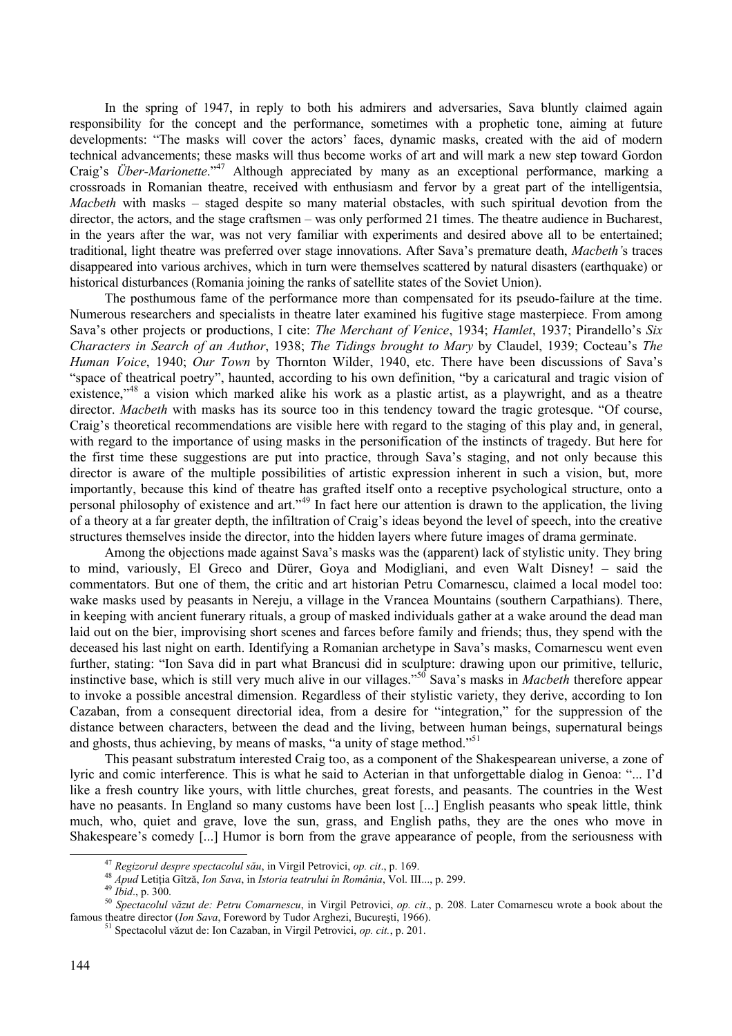In the spring of 1947, in reply to both his admirers and adversaries, Sava bluntly claimed again responsibility for the concept and the performance, sometimes with a prophetic tone, aiming at future developments: "The masks will cover the actors' faces, dynamic masks, created with the aid of modern technical advancements; these masks will thus become works of art and will mark a new step toward Gordon Craig's *Über-Marionette*."[47] Although appreciated by many as an exceptional performance, marking a crossroads in Romanian theatre, received with enthusiasm and fervor by a great part of the intelligentsia, *Macbeth* with masks – staged despite so many material obstacles, with such spiritual devotion from the director, the actors, and the stage craftsmen – was only performed 21 times. The theatre audience in Bucharest, in the years after the war, was not very familiar with experiments and desired above all to be entertained; traditional, light theatre was preferred over stage innovations. After Sava's premature death, *Macbeth'*s traces disappeared into various archives, which in turn were themselves scattered by natural disasters (earthquake) or historical disturbances (Romania joining the ranks of satellite states of the Soviet Union).

The posthumous fame of the performance more than compensated for its pseudo-failure at the time. Numerous researchers and specialists in theatre later examined his fugitive stage masterpiece. From among Sava's other projects or productions, I cite: *The Merchant of Venice*, 1934; *Hamlet*, 1937; Pirandello's *Six Characters in Search of an Author*, 1938; *The Tidings brought to Mary* by Claudel, 1939; Cocteau's *The Human Voice*, 1940; *Our Town* by Thornton Wilder, 1940, etc. There have been discussions of Sava's "space of theatrical poetry", haunted, according to his own definition, "by a caricatural and tragic vision of existence,"[48] a vision which marked alike his work as a plastic artist, as a playwright, and as a theatre director. *Macbeth* with masks has its source too in this tendency toward the tragic grotesque. "Of course, Craig's theoretical recommendations are visible here with regard to the staging of this play and, in general, with regard to the importance of using masks in the personification of the instincts of tragedy. But here for the first time these suggestions are put into practice, through Sava's staging, and not only because this director is aware of the multiple possibilities of artistic expression inherent in such a vision, but, more importantly, because this kind of theatre has grafted itself onto a receptive psychological structure, onto a personal philosophy of existence and art."[49] In fact here our attention is drawn to the application, the living of a theory at a far greater depth, the infiltration of Craig's ideas beyond the level of speech, into the creative structures themselves inside the director, into the hidden layers where future images of drama germinate.

Among the objections made against Sava's masks was the (apparent) lack of stylistic unity. They bring to mind, variously, El Greco and Dürer, Goya and Modigliani, and even Walt Disney! – said the commentators. But one of them, the critic and art historian Petru Comarnescu, claimed a local model too: wake masks used by peasants in Nereju, a village in the Vrancea Mountains (southern Carpathians). There, in keeping with ancient funerary rituals, a group of masked individuals gather at a wake around the dead man laid out on the bier, improvising short scenes and farces before family and friends; thus, they spend with the deceased his last night on earth. Identifying a Romanian archetype in Sava's masks, Comarnescu went even further, stating: "Ion Sava did in part what Brancusi did in sculpture: drawing upon our primitive, telluric, instinctive base, which is still very much alive in our villages."[50] Sava's masks in *Macbeth* therefore appear to invoke a possible ancestral dimension. Regardless of their stylistic variety, they derive, according to Ion Cazaban, from a consequent directorial idea, from a desire for "integration," for the suppression of the distance between characters, between the dead and the living, between human beings, supernatural beings and ghosts, thus achieving, by means of masks, "a unity of stage method."[51]

This peasant substratum interested Craig too, as a component of the Shakespearean universe, a zone of lyric and comic interference. This is what he said to Acterian in that unforgettable dialog in Genoa: "... I'd like a fresh country like yours, with little churches, great forests, and peasants. The countries in the West have no peasants. In England so many customs have been lost [...] English peasants who speak little, think much, who, quiet and grave, love the sun, grass, and English paths, they are the ones who move in Shakespeare's comedy [...] Humor is born from the grave appearance of people, from the seriousness with

---

[47] *Regizorul despre spectacolul său*, in Virgil Petrovici, *op. cit*., p. 169.

[48] *Apud* Letiția Gîtză, *Ion Sava*, in *Istoria teatrului în România*, Vol. III..., p. 299.

[49] *Ibid*., p. 300.

[50] *Spectacolul văzut de: Petru Comarnescu*, in Virgil Petrovici, *op. cit*., p. 208. Later Comarnescu wrote a book about the famous theatre director (*Ion Sava*, Foreword by Tudor Arghezi, București, 1966).

[51] Spectacolul văzut de: Ion Cazaban, in Virgil Petrovici, *op. cit.*, p. 201.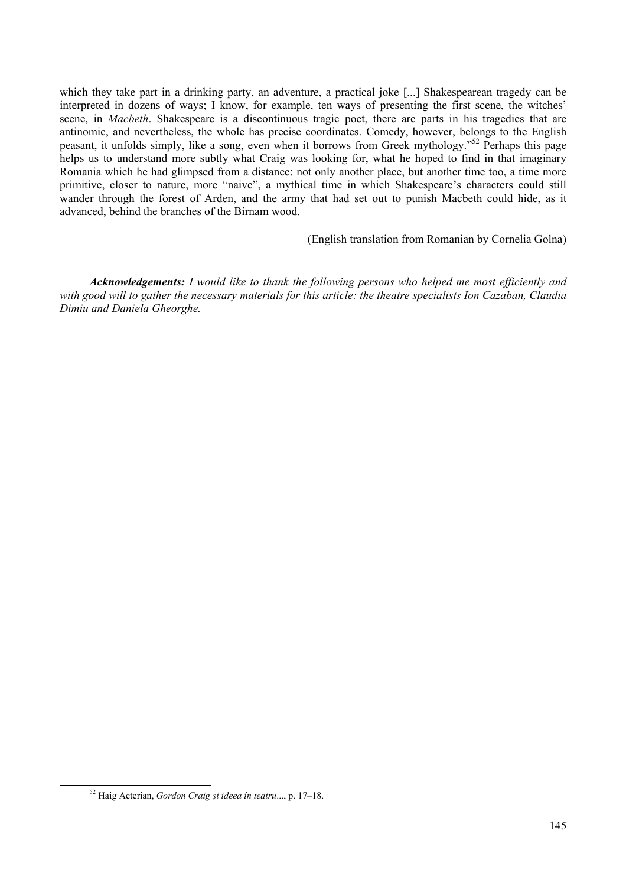which they take part in a drinking party, an adventure, a practical joke [...] Shakespearean tragedy can be interpreted in dozens of ways; I know, for example, ten ways of presenting the first scene, the witches' scene, in *Macbeth*. Shakespeare is a discontinuous tragic poet, there are parts in his tragedies that are antinomic, and nevertheless, the whole has precise coordinates. Comedy, however, belongs to the English peasant, it unfolds simply, like a song, even when it borrows from Greek mythology."[52] Perhaps this page helps us to understand more subtly what Craig was looking for, what he hoped to find in that imaginary Romania which he had glimpsed from a distance: not only another place, but another time too, a time more primitive, closer to nature, more "naive", a mythical time in which Shakespeare's characters could still wander through the forest of Arden, and the army that had set out to punish Macbeth could hide, as it advanced, behind the branches of the Birnam wood.

(English translation from Romanian by Cornelia Golna)

***Acknowledgements:*** *I would like to thank the following persons who helped me most efficiently and with good will to gather the necessary materials for this article: the theatre specialists Ion Cazaban, Claudia Dimiu and Daniela Gheorghe.*

---

[52] Haig Acterian, *Gordon Craig şi ideea în teatru*..., p. 17–18.